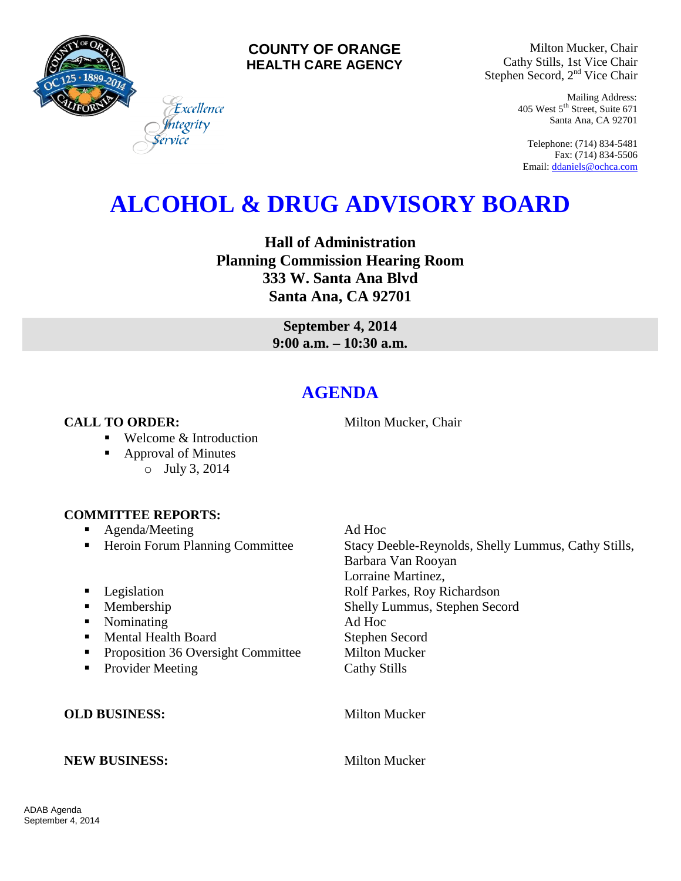**COUNTY OF ORANGE**
**HEALTH CARE AGENCY**

*Excellence*
*Integrity*
*Service*

Milton Mucker, Chair
Cathy Stills, 1st Vice Chair
Stephen Secord, 2nd Vice Chair

Mailing Address:
405 West 5th Street, Suite 671
Santa Ana, CA 92701

Telephone: (714) 834-5481
Fax: (714) 834-5506
Email: ddaniels@ochca.com

# ALCOHOL & DRUG ADVISORY BOARD

**Hall of Administration**
**Planning Commission Hearing Room**
**333 W. Santa Ana Blvd**
**Santa Ana, CA 92701**

**September 4, 2014**
**9:00 a.m. – 10:30 a.m.**

## AGENDA

**CALL TO ORDER:** Milton Mucker, Chair

- Welcome & Introduction
- Approval of Minutes
  - July 3, 2014

**COMMITTEE REPORTS:**

- Agenda/Meeting — Ad Hoc
- Heroin Forum Planning Committee — Stacy Deeble-Reynolds, Shelly Lummus, Cathy Stills, Barbara Van Rooyan, Lorraine Martinez,
- Legislation — Rolf Parkes, Roy Richardson
- Membership — Shelly Lummus, Stephen Secord
- Nominating — Ad Hoc
- Mental Health Board — Stephen Secord
- Proposition 36 Oversight Committee — Milton Mucker
- Provider Meeting — Cathy Stills

**OLD BUSINESS:** Milton Mucker

**NEW BUSINESS:** Milton Mucker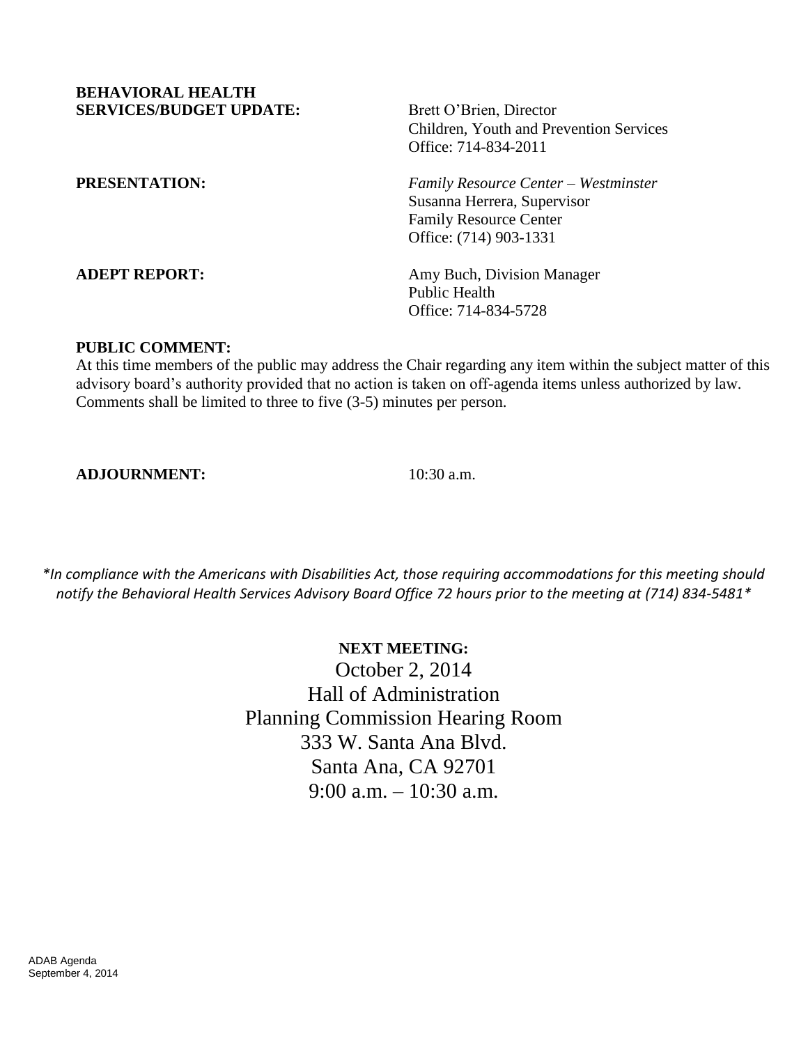**BEHAVIORAL HEALTH SERVICES/BUDGET UPDATE:** Brett O'Brien, Director
Children, Youth and Prevention Services
Office: 714-834-2011

**PRESENTATION:** *Family Resource Center – Westminster*
Susanna Herrera, Supervisor
Family Resource Center
Office: (714) 903-1331

**ADEPT REPORT:** Amy Buch, Division Manager
Public Health
Office: 714-834-5728

**PUBLIC COMMENT:**
At this time members of the public may address the Chair regarding any item within the subject matter of this advisory board's authority provided that no action is taken on off-agenda items unless authorized by law. Comments shall be limited to three to five (3-5) minutes per person.

**ADJOURNMENT:** 10:30 a.m.

*\*In compliance with the Americans with Disabilities Act, those requiring accommodations for this meeting should notify the Behavioral Health Services Advisory Board Office 72 hours prior to the meeting at (714) 834-5481\**

**NEXT MEETING:**
October 2, 2014
Hall of Administration
Planning Commission Hearing Room
333 W. Santa Ana Blvd.
Santa Ana, CA 92701
9:00 a.m. – 10:30 a.m.

ADAB Agenda
September 4, 2014